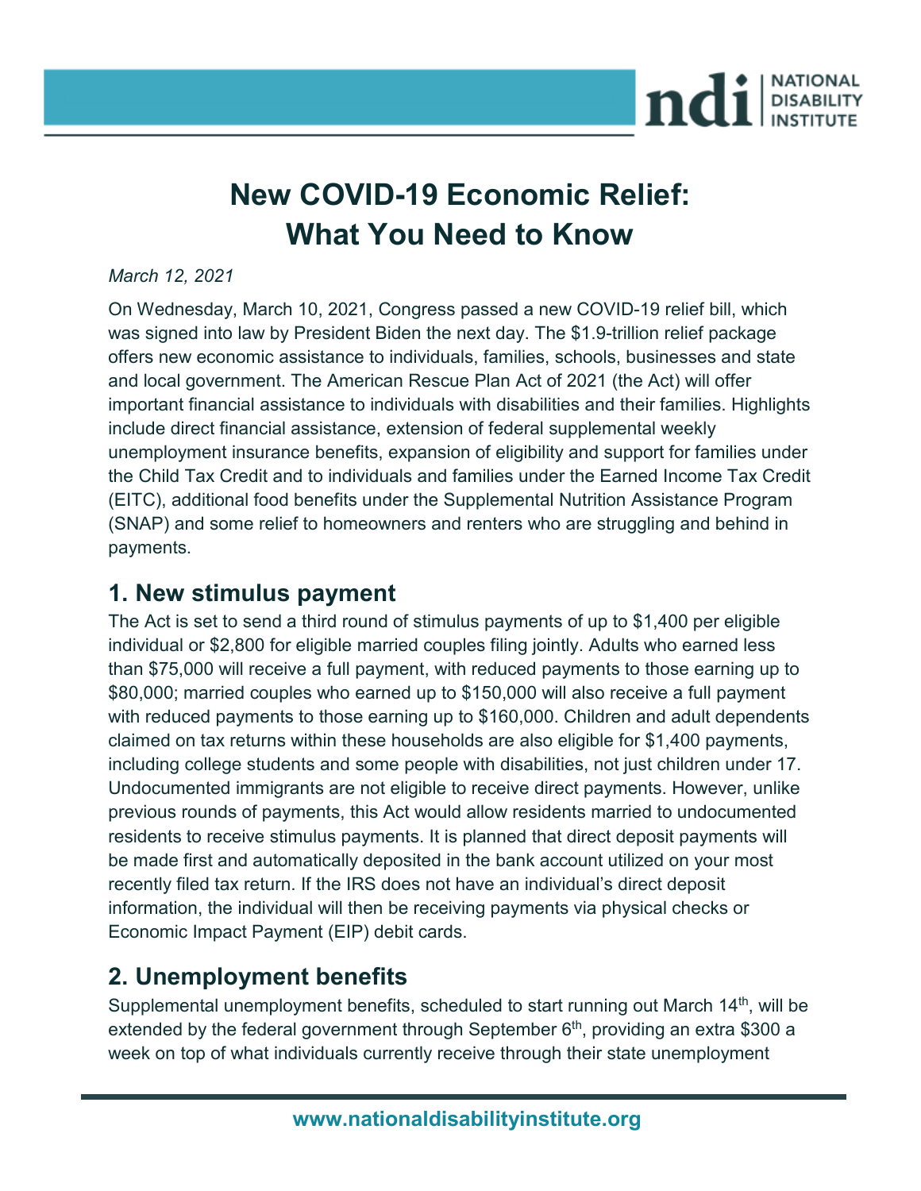# New COVID-19 Economic Relief: What You Need to Know

*March 12, 2021*

On Wednesday, March 10, 2021, Congress passed a new COVID-19 relief bill, which was signed into law by President Biden the next day. The $1.9-trillion relief package offers new economic assistance to individuals, families, schools, businesses and state and local government. The American Rescue Plan Act of 2021 (the Act) will offer important financial assistance to individuals with disabilities and their families. Highlights include direct financial assistance, extension of federal supplemental weekly unemployment insurance benefits, expansion of eligibility and support for families under the Child Tax Credit and to individuals and families under the Earned Income Tax Credit (EITC), additional food benefits under the Supplemental Nutrition Assistance Program (SNAP) and some relief to homeowners and renters who are struggling and behind in payments.

## 1. New stimulus payment

The Act is set to send a third round of stimulus payments of up to $1,400 per eligible individual or $2,800 for eligible married couples filing jointly. Adults who earned less than $75,000 will receive a full payment, with reduced payments to those earning up to $80,000; married couples who earned up to $150,000 will also receive a full payment with reduced payments to those earning up to $160,000. Children and adult dependents claimed on tax returns within these households are also eligible for $1,400 payments, including college students and some people with disabilities, not just children under 17. Undocumented immigrants are not eligible to receive direct payments. However, unlike previous rounds of payments, this Act would allow residents married to undocumented residents to receive stimulus payments. It is planned that direct deposit payments will be made first and automatically deposited in the bank account utilized on your most recently filed tax return. If the IRS does not have an individual's direct deposit information, the individual will then be receiving payments via physical checks or Economic Impact Payment (EIP) debit cards.

## 2. Unemployment benefits

Supplemental unemployment benefits, scheduled to start running out March 14th, will be extended by the federal government through September 6th, providing an extra $300 a week on top of what individuals currently receive through their state unemployment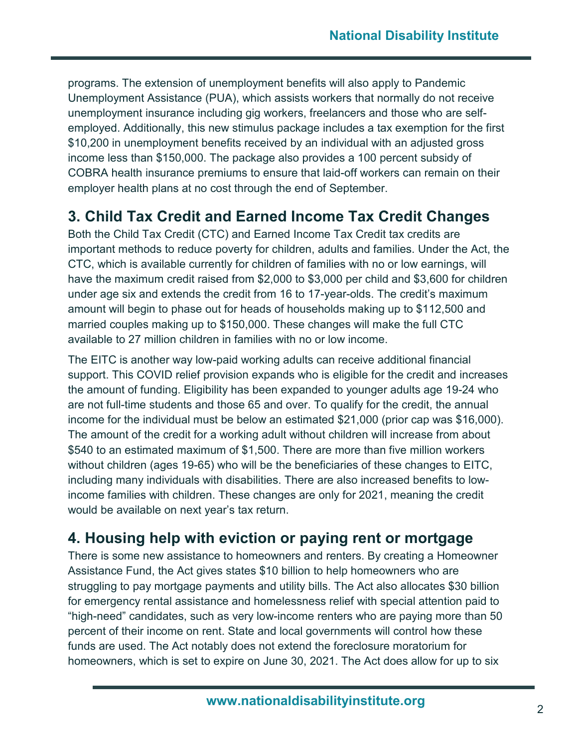programs. The extension of unemployment benefits will also apply to Pandemic Unemployment Assistance (PUA), which assists workers that normally do not receive unemployment insurance including gig workers, freelancers and those who are self-employed. Additionally, this new stimulus package includes a tax exemption for the first $10,200 in unemployment benefits received by an individual with an adjusted gross income less than $150,000. The package also provides a 100 percent subsidy of COBRA health insurance premiums to ensure that laid-off workers can remain on their employer health plans at no cost through the end of September.

## 3. Child Tax Credit and Earned Income Tax Credit Changes

Both the Child Tax Credit (CTC) and Earned Income Tax Credit tax credits are important methods to reduce poverty for children, adults and families. Under the Act, the CTC, which is available currently for children of families with no or low earnings, will have the maximum credit raised from $2,000 to $3,000 per child and $3,600 for children under age six and extends the credit from 16 to 17-year-olds. The credit's maximum amount will begin to phase out for heads of households making up to $112,500 and married couples making up to $150,000. These changes will make the full CTC available to 27 million children in families with no or low income.

The EITC is another way low-paid working adults can receive additional financial support. This COVID relief provision expands who is eligible for the credit and increases the amount of funding. Eligibility has been expanded to younger adults age 19-24 who are not full-time students and those 65 and over. To qualify for the credit, the annual income for the individual must be below an estimated $21,000 (prior cap was $16,000). The amount of the credit for a working adult without children will increase from about $540 to an estimated maximum of $1,500. There are more than five million workers without children (ages 19-65) who will be the beneficiaries of these changes to EITC, including many individuals with disabilities. There are also increased benefits to low-income families with children. These changes are only for 2021, meaning the credit would be available on next year's tax return.

## 4. Housing help with eviction or paying rent or mortgage

There is some new assistance to homeowners and renters. By creating a Homeowner Assistance Fund, the Act gives states $10 billion to help homeowners who are struggling to pay mortgage payments and utility bills. The Act also allocates $30 billion for emergency rental assistance and homelessness relief with special attention paid to "high-need" candidates, such as very low-income renters who are paying more than 50 percent of their income on rent. State and local governments will control how these funds are used. The Act notably does not extend the foreclosure moratorium for homeowners, which is set to expire on June 30, 2021. The Act does allow for up to six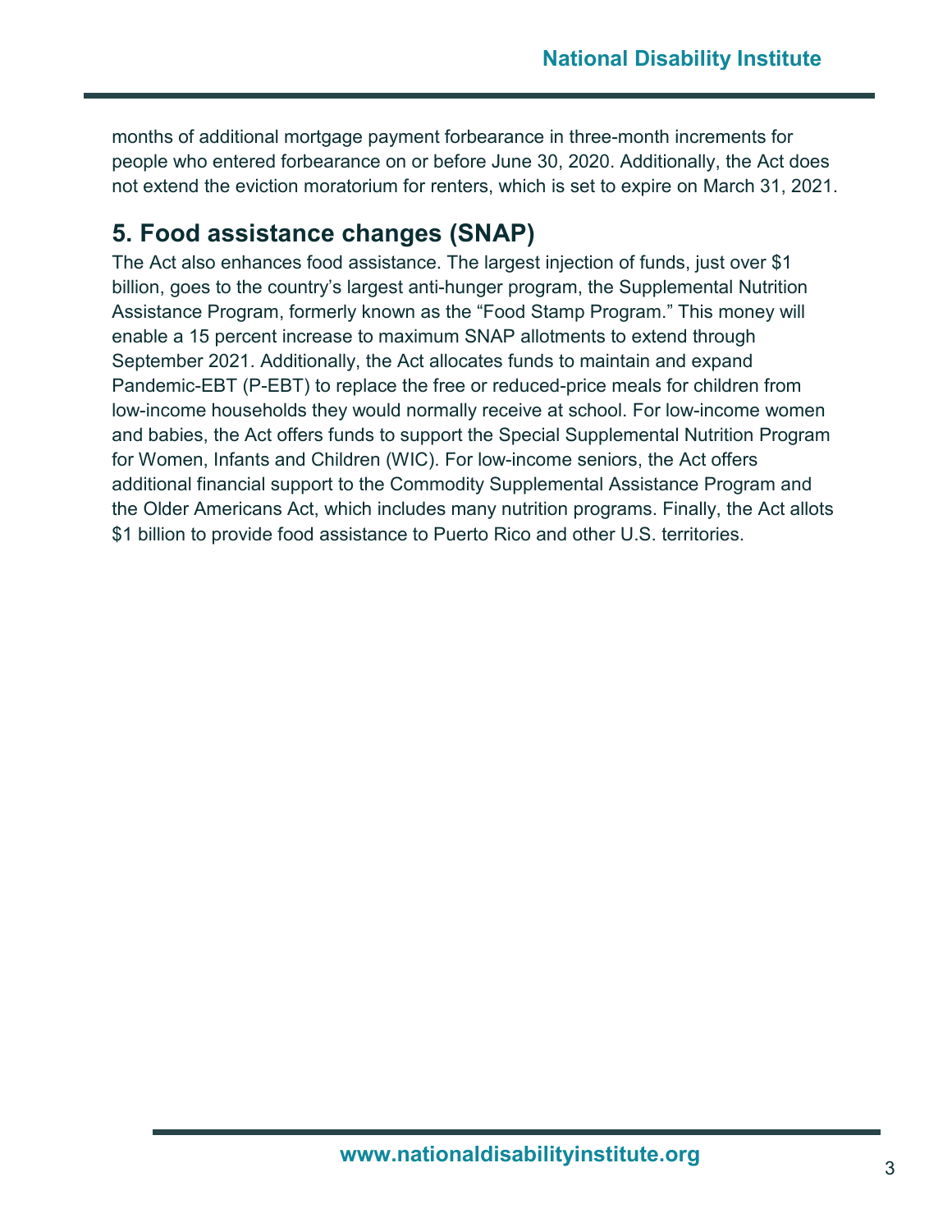months of additional mortgage payment forbearance in three-month increments for people who entered forbearance on or before June 30, 2020. Additionally, the Act does not extend the eviction moratorium for renters, which is set to expire on March 31, 2021.

## 5. Food assistance changes (SNAP)

The Act also enhances food assistance. The largest injection of funds, just over $1 billion, goes to the country's largest anti-hunger program, the Supplemental Nutrition Assistance Program, formerly known as the "Food Stamp Program." This money will enable a 15 percent increase to maximum SNAP allotments to extend through September 2021. Additionally, the Act allocates funds to maintain and expand Pandemic-EBT (P-EBT) to replace the free or reduced-price meals for children from low-income households they would normally receive at school. For low-income women and babies, the Act offers funds to support the Special Supplemental Nutrition Program for Women, Infants and Children (WIC). For low-income seniors, the Act offers additional financial support to the Commodity Supplemental Assistance Program and the Older Americans Act, which includes many nutrition programs. Finally, the Act allots $1 billion to provide food assistance to Puerto Rico and other U.S. territories.